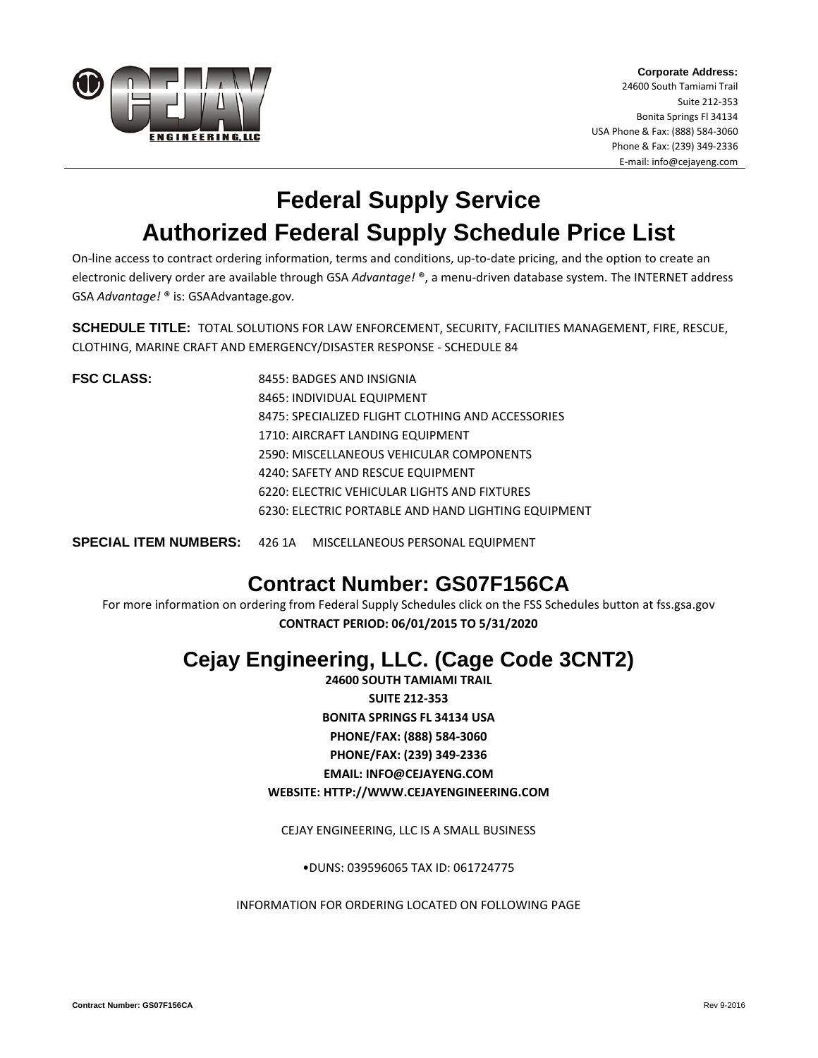**Corporate Address:**
24600 South Tamiami Trail
Suite 212-353
Bonita Springs Fl 34134
USA Phone & Fax: (888) 584-3060
Phone & Fax: (239) 349-2336
E-mail: info@cejayeng.com

# Federal Supply Service

# Authorized Federal Supply Schedule Price List

On-line access to contract ordering information, terms and conditions, up-to-date pricing, and the option to create an electronic delivery order are available through GSA *Advantage!* ®, a menu-driven database system. The INTERNET address GSA *Advantage!* ® is: GSAAdvantage.gov.

**SCHEDULE TITLE:** TOTAL SOLUTIONS FOR LAW ENFORCEMENT, SECURITY, FACILITIES MANAGEMENT, FIRE, RESCUE, CLOTHING, MARINE CRAFT AND EMERGENCY/DISASTER RESPONSE - SCHEDULE 84

**FSC CLASS:**

- 8455: BADGES AND INSIGNIA
- 8465: INDIVIDUAL EQUIPMENT
- 8475: SPECIALIZED FLIGHT CLOTHING AND ACCESSORIES
- 1710: AIRCRAFT LANDING EQUIPMENT
- 2590: MISCELLANEOUS VEHICULAR COMPONENTS
- 4240: SAFETY AND RESCUE EQUIPMENT
- 6220: ELECTRIC VEHICULAR LIGHTS AND FIXTURES
- 6230: ELECTRIC PORTABLE AND HAND LIGHTING EQUIPMENT

**SPECIAL ITEM NUMBERS:** 426 1A MISCELLANEOUS PERSONAL EQUIPMENT

## Contract Number: GS07F156CA

For more information on ordering from Federal Supply Schedules click on the FSS Schedules button at fss.gsa.gov

**CONTRACT PERIOD: 06/01/2015 TO 5/31/2020**

## Cejay Engineering, LLC. (Cage Code 3CNT2)

**24600 SOUTH TAMIAMI TRAIL**
**SUITE 212-353**
**BONITA SPRINGS FL 34134 USA**
**PHONE/FAX: (888) 584-3060**
**PHONE/FAX: (239) 349-2336**
**EMAIL: INFO@CEJAYENG.COM**
**WEBSITE: HTTP://WWW.CEJAYENGINEERING.COM**

CEJAY ENGINEERING, LLC IS A SMALL BUSINESS

•DUNS: 039596065 TAX ID: 061724775

INFORMATION FOR ORDERING LOCATED ON FOLLOWING PAGE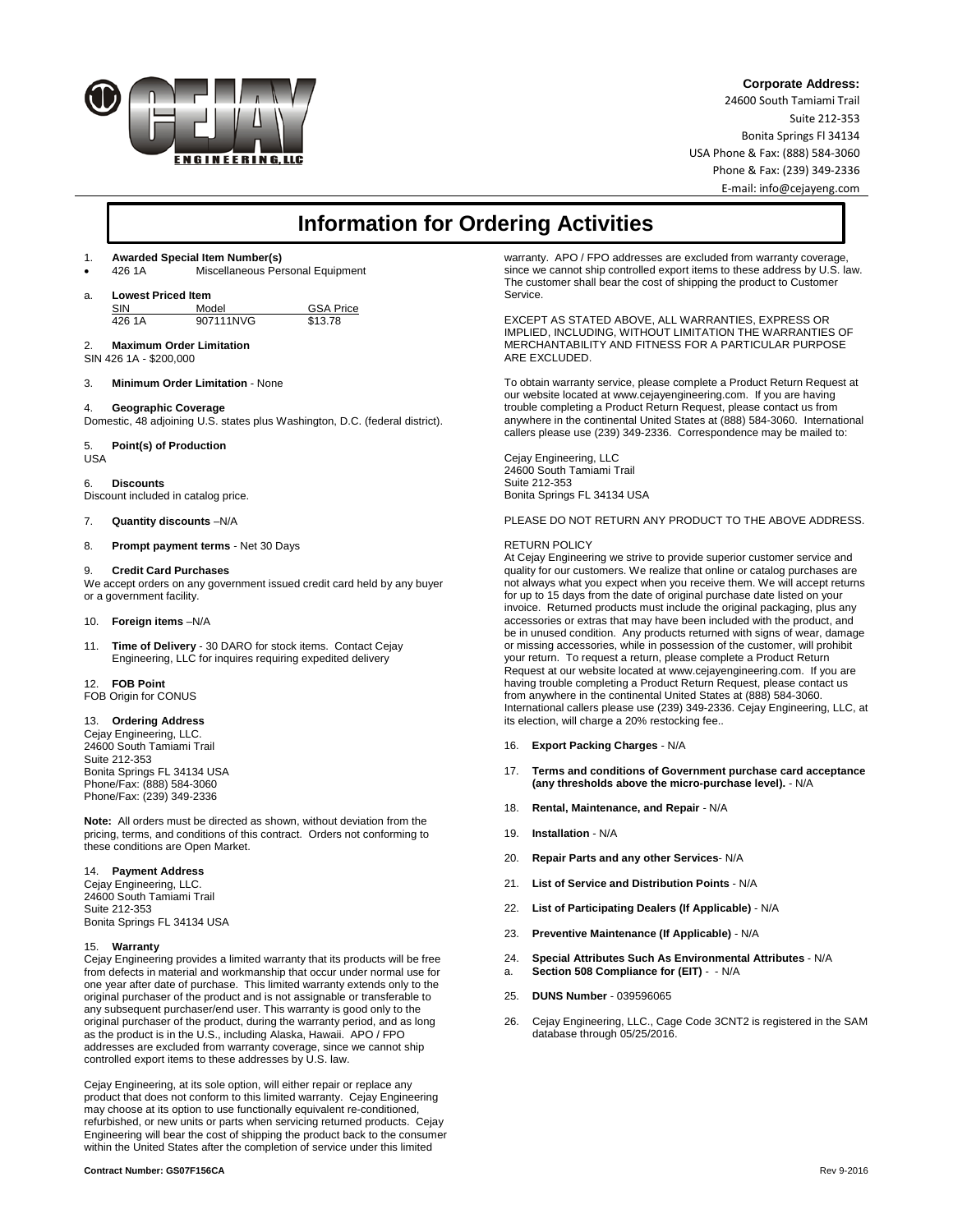**Corporate Address:**
24600 South Tamiami Trail
Suite 212-353
Bonita Springs Fl 34134
USA Phone & Fax: (888) 584-3060
Phone & Fax: (239) 349-2336
E-mail: info@cejayeng.com

# Information for Ordering Activities

1. **Awarded Special Item Number(s)**
- 426 1A Miscellaneous Personal Equipment

a. **Lowest Priced Item**

| SIN | Model | GSA Price |
|---|---|---|
| 426 1A | 907111NVG | $13.78 |

2. **Maximum Order Limitation**
SIN 426 1A - $200,000

3. **Minimum Order Limitation** - None

4. **Geographic Coverage**
Domestic, 48 adjoining U.S. states plus Washington, D.C. (federal district).

5. **Point(s) of Production**
USA

6. **Discounts**
Discount included in catalog price.

7. **Quantity discounts** –N/A

8. **Prompt payment terms** - Net 30 Days

9. **Credit Card Purchases**
We accept orders on any government issued credit card held by any buyer or a government facility.

10. **Foreign items** –N/A

11. **Time of Delivery** - 30 DARO for stock items. Contact Cejay Engineering, LLC for inquires requiring expedited delivery

12. **FOB Point**
FOB Origin for CONUS

13. **Ordering Address**
Cejay Engineering, LLC.
24600 South Tamiami Trail
Suite 212-353
Bonita Springs FL 34134 USA
Phone/Fax: (888) 584-3060
Phone/Fax: (239) 349-2336

**Note:** All orders must be directed as shown, without deviation from the pricing, terms, and conditions of this contract. Orders not conforming to these conditions are Open Market.

14. **Payment Address**
Cejay Engineering, LLC.
24600 South Tamiami Trail
Suite 212-353
Bonita Springs FL 34134 USA

15. **Warranty**
Cejay Engineering provides a limited warranty that its products will be free from defects in material and workmanship that occur under normal use for one year after date of purchase. This limited warranty extends only to the original purchaser of the product and is not assignable or transferable to any subsequent purchaser/end user. This warranty is good only to the original purchaser of the product, during the warranty period, and as long as the product is in the U.S., including Alaska, Hawaii. APO / FPO addresses are excluded from warranty coverage, since we cannot ship controlled export items to these addresses by U.S. law.

Cejay Engineering, at its sole option, will either repair or replace any product that does not conform to this limited warranty. Cejay Engineering may choose at its option to use functionally equivalent re-conditioned, refurbished, or new units or parts when servicing returned products. Cejay Engineering will bear the cost of shipping the product back to the consumer within the United States after the completion of service under this limited warranty. APO / FPO addresses are excluded from warranty coverage, since we cannot ship controlled export items to these address by U.S. law. The customer shall bear the cost of shipping the product to Customer Service.

EXCEPT AS STATED ABOVE, ALL WARRANTIES, EXPRESS OR IMPLIED, INCLUDING, WITHOUT LIMITATION THE WARRANTIES OF MERCHANTABILITY AND FITNESS FOR A PARTICULAR PURPOSE ARE EXCLUDED.

To obtain warranty service, please complete a Product Return Request at our website located at www.cejayengineering.com. If you are having trouble completing a Product Return Request, please contact us from anywhere in the continental United States at (888) 584-3060. International callers please use (239) 349-2336. Correspondence may be mailed to:

Cejay Engineering, LLC
24600 South Tamiami Trail
Suite 212-353
Bonita Springs FL 34134 USA

PLEASE DO NOT RETURN ANY PRODUCT TO THE ABOVE ADDRESS.

RETURN POLICY
At Cejay Engineering we strive to provide superior customer service and quality for our customers. We realize that online or catalog purchases are not always what you expect when you receive them. We will accept returns for up to 15 days from the date of original purchase date listed on your invoice. Returned products must include the original packaging, plus any accessories or extras that may have been included with the product, and be in unused condition. Any products returned with signs of wear, damage or missing accessories, while in possession of the customer, will prohibit your return. To request a return, please complete a Product Return Request at our website located at www.cejayengineering.com. If you are having trouble completing a Product Return Request, please contact us from anywhere in the continental United States at (888) 584-3060. International callers please use (239) 349-2336. Cejay Engineering, LLC, at its election, will charge a 20% restocking fee..

16. **Export Packing Charges** - N/A

17. **Terms and conditions of Government purchase card acceptance (any thresholds above the micro-purchase level).** - N/A

18. **Rental, Maintenance, and Repair** - N/A

19. **Installation** - N/A

20. **Repair Parts and any other Services**- N/A

21. **List of Service and Distribution Points** - N/A

22. **List of Participating Dealers (If Applicable)** - N/A

23. **Preventive Maintenance (If Applicable)** - N/A

24. **Special Attributes Such As Environmental Attributes** - N/A
a. **Section 508 Compliance for (EIT)** - - N/A

25. **DUNS Number** - 039596065

26. Cejay Engineering, LLC., Cage Code 3CNT2 is registered in the SAM database through 05/25/2016.

**Contract Number: GS07F156CA** Rev 9-2016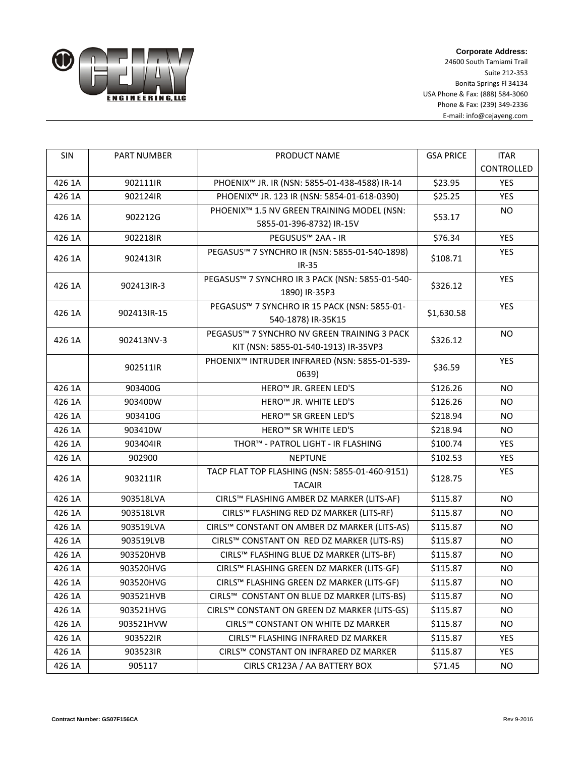**Corporate Address:**
24600 South Tamiami Trail
Suite 212-353
Bonita Springs Fl 34134
USA Phone & Fax: (888) 584-3060
Phone & Fax: (239) 349-2336
E-mail: info@cejayeng.com

| SIN | PART NUMBER | PRODUCT NAME | GSA PRICE | ITAR CONTROLLED |
|---|---|---|---|---|
| 426 1A | 902111IR | PHOENIX™ JR. IR (NSN: 5855-01-438-4588) IR-14 | $23.95 | YES |
| 426 1A | 902124IR | PHOENIX™ JR. 123 IR (NSN: 5854-01-618-0390) | $25.25 | YES |
| 426 1A | 902212G | PHOENIX™ 1.5 NV GREEN TRAINING MODEL (NSN: 5855-01-396-8732) IR-15V | $53.17 | NO |
| 426 1A | 902218IR | PEGUSUS™ 2AA - IR | $76.34 | YES |
| 426 1A | 902413IR | PEGASUS™ 7 SYNCHRO IR (NSN: 5855-01-540-1898) IR-35 | $108.71 | YES |
| 426 1A | 902413IR-3 | PEGASUS™ 7 SYNCHRO IR 3 PACK (NSN: 5855-01-540-1890) IR-35P3 | $326.12 | YES |
| 426 1A | 902413IR-15 | PEGASUS™ 7 SYNCHRO IR 15 PACK (NSN: 5855-01-540-1878) IR-35K15 | $1,630.58 | YES |
| 426 1A | 902413NV-3 | PEGASUS™ 7 SYNCHRO NV GREEN TRAINING 3 PACK KIT (NSN: 5855-01-540-1913) IR-35VP3 | $326.12 | NO |
| | 902511IR | PHOENIX™ INTRUDER INFRARED (NSN: 5855-01-539-0639) | $36.59 | YES |
| 426 1A | 903400G | HERO™ JR. GREEN LED'S | $126.26 | NO |
| 426 1A | 903400W | HERO™ JR. WHITE LED'S | $126.26 | NO |
| 426 1A | 903410G | HERO™ SR GREEN LED'S | $218.94 | NO |
| 426 1A | 903410W | HERO™ SR WHITE LED'S | $218.94 | NO |
| 426 1A | 903404IR | THOR™ - PATROL LIGHT - IR FLASHING | $100.74 | YES |
| 426 1A | 902900 | NEPTUNE | $102.53 | YES |
| 426 1A | 903211IR | TACP FLAT TOP FLASHING (NSN: 5855-01-460-9151) TACAIR | $128.75 | YES |
| 426 1A | 903518LVA | CIRLS™ FLASHING AMBER DZ MARKER (LITS-AF) | $115.87 | NO |
| 426 1A | 903518LVR | CIRLS™ FLASHING RED DZ MARKER (LITS-RF) | $115.87 | NO |
| 426 1A | 903519LVA | CIRLS™ CONSTANT ON AMBER DZ MARKER (LITS-AS) | $115.87 | NO |
| 426 1A | 903519LVB | CIRLS™ CONSTANT ON RED DZ MARKER (LITS-RS) | $115.87 | NO |
| 426 1A | 903520HVB | CIRLS™ FLASHING BLUE DZ MARKER (LITS-BF) | $115.87 | NO |
| 426 1A | 903520HVG | CIRLS™ FLASHING GREEN DZ MARKER (LITS-GF) | $115.87 | NO |
| 426 1A | 903520HVG | CIRLS™ FLASHING GREEN DZ MARKER (LITS-GF) | $115.87 | NO |
| 426 1A | 903521HVB | CIRLS™ CONSTANT ON BLUE DZ MARKER (LITS-BS) | $115.87 | NO |
| 426 1A | 903521HVG | CIRLS™ CONSTANT ON GREEN DZ MARKER (LITS-GS) | $115.87 | NO |
| 426 1A | 903521HVW | CIRLS™ CONSTANT ON WHITE DZ MARKER | $115.87 | NO |
| 426 1A | 903522IR | CIRLS™ FLASHING INFRARED DZ MARKER | $115.87 | YES |
| 426 1A | 903523IR | CIRLS™ CONSTANT ON INFRARED DZ MARKER | $115.87 | YES |
| 426 1A | 905117 | CIRLS CR123A / AA BATTERY BOX | $71.45 | NO |

**Contract Number: GS07F156CA**

Rev 9-2016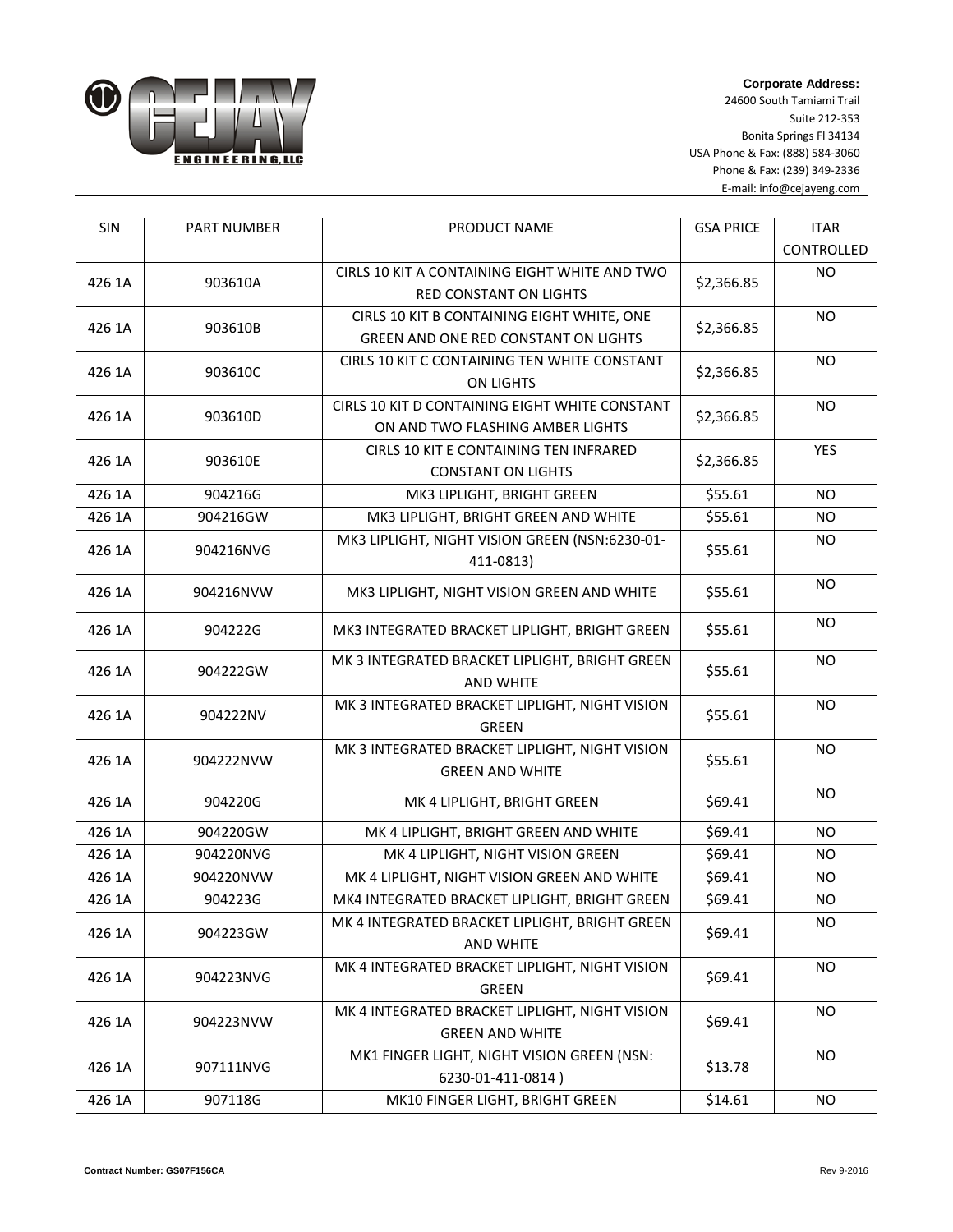**Corporate Address:**
24600 South Tamiami Trail
Suite 212-353
Bonita Springs Fl 34134
USA Phone & Fax: (888) 584-3060
Phone & Fax: (239) 349-2336
E-mail: info@cejayeng.com

| SIN | PART NUMBER | PRODUCT NAME | GSA PRICE | ITAR CONTROLLED |
|---|---|---|---|---|
| 426 1A | 903610A | CIRLS 10 KIT A CONTAINING EIGHT WHITE AND TWO RED CONSTANT ON LIGHTS | $2,366.85 | NO |
| 426 1A | 903610B | CIRLS 10 KIT B CONTAINING EIGHT WHITE, ONE GREEN AND ONE RED CONSTANT ON LIGHTS | $2,366.85 | NO |
| 426 1A | 903610C | CIRLS 10 KIT C CONTAINING TEN WHITE CONSTANT ON LIGHTS | $2,366.85 | NO |
| 426 1A | 903610D | CIRLS 10 KIT D CONTAINING EIGHT WHITE CONSTANT ON AND TWO FLASHING AMBER LIGHTS | $2,366.85 | NO |
| 426 1A | 903610E | CIRLS 10 KIT E CONTAINING TEN INFRARED CONSTANT ON LIGHTS | $2,366.85 | YES |
| 426 1A | 904216G | MK3 LIPLIGHT, BRIGHT GREEN | $55.61 | NO |
| 426 1A | 904216GW | MK3 LIPLIGHT, BRIGHT GREEN AND WHITE | $55.61 | NO |
| 426 1A | 904216NVG | MK3 LIPLIGHT, NIGHT VISION GREEN (NSN:6230-01-411-0813) | $55.61 | NO |
| 426 1A | 904216NVW | MK3 LIPLIGHT, NIGHT VISION GREEN AND WHITE | $55.61 | NO |
| 426 1A | 904222G | MK3 INTEGRATED BRACKET LIPLIGHT, BRIGHT GREEN | $55.61 | NO |
| 426 1A | 904222GW | MK 3 INTEGRATED BRACKET LIPLIGHT, BRIGHT GREEN AND WHITE | $55.61 | NO |
| 426 1A | 904222NV | MK 3 INTEGRATED BRACKET LIPLIGHT, NIGHT VISION GREEN | $55.61 | NO |
| 426 1A | 904222NVW | MK 3 INTEGRATED BRACKET LIPLIGHT, NIGHT VISION GREEN AND WHITE | $55.61 | NO |
| 426 1A | 904220G | MK 4 LIPLIGHT, BRIGHT GREEN | $69.41 | NO |
| 426 1A | 904220GW | MK 4 LIPLIGHT, BRIGHT GREEN AND WHITE | $69.41 | NO |
| 426 1A | 904220NVG | MK 4 LIPLIGHT, NIGHT VISION GREEN | $69.41 | NO |
| 426 1A | 904220NVW | MK 4 LIPLIGHT, NIGHT VISION GREEN AND WHITE | $69.41 | NO |
| 426 1A | 904223G | MK4 INTEGRATED BRACKET LIPLIGHT, BRIGHT GREEN | $69.41 | NO |
| 426 1A | 904223GW | MK 4 INTEGRATED BRACKET LIPLIGHT, BRIGHT GREEN AND WHITE | $69.41 | NO |
| 426 1A | 904223NVG | MK 4 INTEGRATED BRACKET LIPLIGHT, NIGHT VISION GREEN | $69.41 | NO |
| 426 1A | 904223NVW | MK 4 INTEGRATED BRACKET LIPLIGHT, NIGHT VISION GREEN AND WHITE | $69.41 | NO |
| 426 1A | 907111NVG | MK1 FINGER LIGHT, NIGHT VISION GREEN (NSN: 6230-01-411-0814 ) | $13.78 | NO |
| 426 1A | 907118G | MK10 FINGER LIGHT, BRIGHT GREEN | $14.61 | NO |

**Contract Number: GS07F156CA**

Rev 9-2016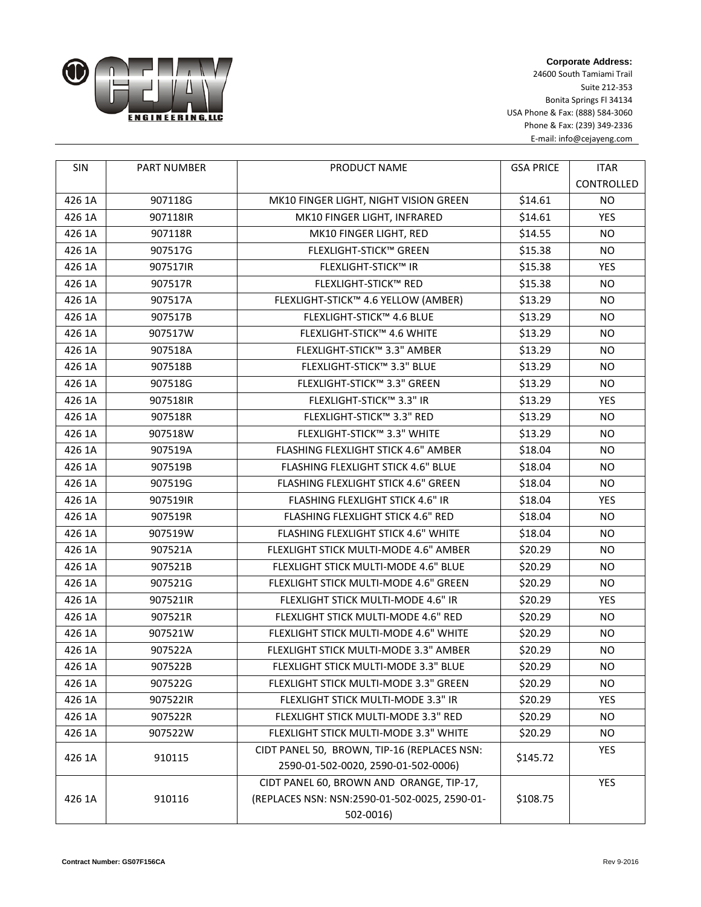**Corporate Address:**
24600 South Tamiami Trail
Suite 212-353
Bonita Springs Fl 34134
USA Phone & Fax: (888) 584-3060
Phone & Fax: (239) 349-2336
E-mail: info@cejayeng.com

| SIN | PART NUMBER | PRODUCT NAME | GSA PRICE | ITAR CONTROLLED |
|---|---|---|---|---|
| 426 1A | 907118G | MK10 FINGER LIGHT, NIGHT VISION GREEN | $14.61 | NO |
| 426 1A | 907118IR | MK10 FINGER LIGHT, INFRARED | $14.61 | YES |
| 426 1A | 907118R | MK10 FINGER LIGHT, RED | $14.55 | NO |
| 426 1A | 907517G | FLEXLIGHT-STICK™ GREEN | $15.38 | NO |
| 426 1A | 907517IR | FLEXLIGHT-STICK™ IR | $15.38 | YES |
| 426 1A | 907517R | FLEXLIGHT-STICK™ RED | $15.38 | NO |
| 426 1A | 907517A | FLEXLIGHT-STICK™ 4.6 YELLOW (AMBER) | $13.29 | NO |
| 426 1A | 907517B | FLEXLIGHT-STICK™ 4.6 BLUE | $13.29 | NO |
| 426 1A | 907517W | FLEXLIGHT-STICK™ 4.6 WHITE | $13.29 | NO |
| 426 1A | 907518A | FLEXLIGHT-STICK™ 3.3" AMBER | $13.29 | NO |
| 426 1A | 907518B | FLEXLIGHT-STICK™ 3.3" BLUE | $13.29 | NO |
| 426 1A | 907518G | FLEXLIGHT-STICK™ 3.3" GREEN | $13.29 | NO |
| 426 1A | 907518IR | FLEXLIGHT-STICK™ 3.3" IR | $13.29 | YES |
| 426 1A | 907518R | FLEXLIGHT-STICK™ 3.3" RED | $13.29 | NO |
| 426 1A | 907518W | FLEXLIGHT-STICK™ 3.3" WHITE | $13.29 | NO |
| 426 1A | 907519A | FLASHING FLEXLIGHT STICK 4.6" AMBER | $18.04 | NO |
| 426 1A | 907519B | FLASHING FLEXLIGHT STICK 4.6" BLUE | $18.04 | NO |
| 426 1A | 907519G | FLASHING FLEXLIGHT STICK 4.6" GREEN | $18.04 | NO |
| 426 1A | 907519IR | FLASHING FLEXLIGHT STICK 4.6" IR | $18.04 | YES |
| 426 1A | 907519R | FLASHING FLEXLIGHT STICK 4.6" RED | $18.04 | NO |
| 426 1A | 907519W | FLASHING FLEXLIGHT STICK 4.6" WHITE | $18.04 | NO |
| 426 1A | 907521A | FLEXLIGHT STICK MULTI-MODE 4.6" AMBER | $20.29 | NO |
| 426 1A | 907521B | FLEXLIGHT STICK MULTI-MODE 4.6" BLUE | $20.29 | NO |
| 426 1A | 907521G | FLEXLIGHT STICK MULTI-MODE 4.6" GREEN | $20.29 | NO |
| 426 1A | 907521IR | FLEXLIGHT STICK MULTI-MODE 4.6" IR | $20.29 | YES |
| 426 1A | 907521R | FLEXLIGHT STICK MULTI-MODE 4.6" RED | $20.29 | NO |
| 426 1A | 907521W | FLEXLIGHT STICK MULTI-MODE 4.6" WHITE | $20.29 | NO |
| 426 1A | 907522A | FLEXLIGHT STICK MULTI-MODE 3.3" AMBER | $20.29 | NO |
| 426 1A | 907522B | FLEXLIGHT STICK MULTI-MODE 3.3" BLUE | $20.29 | NO |
| 426 1A | 907522G | FLEXLIGHT STICK MULTI-MODE 3.3" GREEN | $20.29 | NO |
| 426 1A | 907522IR | FLEXLIGHT STICK MULTI-MODE 3.3" IR | $20.29 | YES |
| 426 1A | 907522R | FLEXLIGHT STICK MULTI-MODE 3.3" RED | $20.29 | NO |
| 426 1A | 907522W | FLEXLIGHT STICK MULTI-MODE 3.3" WHITE | $20.29 | NO |
| 426 1A | 910115 | CIDT PANEL 50, BROWN, TIP-16 (REPLACES NSN: 2590-01-502-0020, 2590-01-502-0006) | $145.72 | YES |
| 426 1A | 910116 | CIDT PANEL 60, BROWN AND ORANGE, TIP-17, (REPLACES NSN: NSN:2590-01-502-0025, 2590-01-502-0016) | $108.75 | YES |

**Contract Number: GS07F156CA**

Rev 9-2016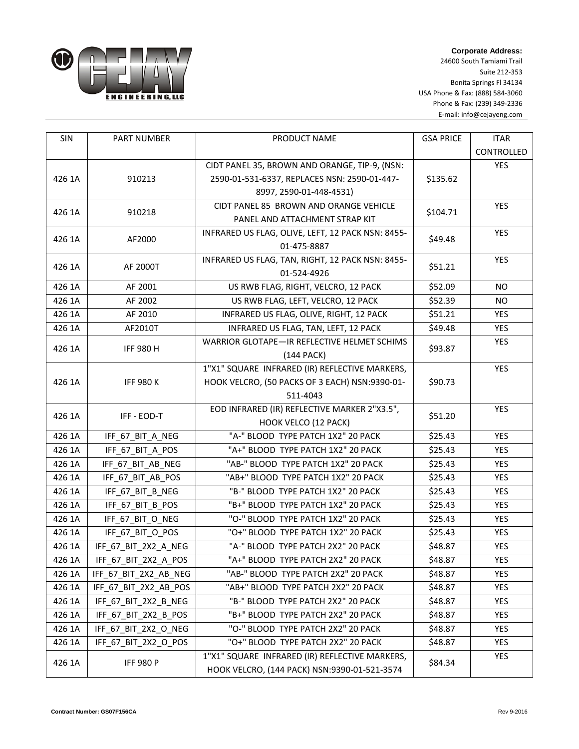**Corporate Address:**
24600 South Tamiami Trail
Suite 212-353
Bonita Springs Fl 34134
USA Phone & Fax: (888) 584-3060
Phone & Fax: (239) 349-2336
E-mail: info@cejayeng.com

| SIN | PART NUMBER | PRODUCT NAME | GSA PRICE | ITAR CONTROLLED |
|---|---|---|---|---|
| 426 1A | 910213 | CIDT PANEL 35, BROWN AND ORANGE, TIP-9, (NSN: 2590-01-531-6337, REPLACES NSN: 2590-01-447-8997, 2590-01-448-4531) | $135.62 | YES |
| 426 1A | 910218 | CIDT PANEL 85 BROWN AND ORANGE VEHICLE PANEL AND ATTACHMENT STRAP KIT | $104.71 | YES |
| 426 1A | AF2000 | INFRARED US FLAG, OLIVE, LEFT, 12 PACK NSN: 8455-01-475-8887 | $49.48 | YES |
| 426 1A | AF 2000T | INFRARED US FLAG, TAN, RIGHT, 12 PACK NSN: 8455-01-524-4926 | $51.21 | YES |
| 426 1A | AF 2001 | US RWB FLAG, RIGHT, VELCRO, 12 PACK | $52.09 | NO |
| 426 1A | AF 2002 | US RWB FLAG, LEFT, VELCRO, 12 PACK | $52.39 | NO |
| 426 1A | AF 2010 | INFRARED US FLAG, OLIVE, RIGHT, 12 PACK | $51.21 | YES |
| 426 1A | AF2010T | INFRARED US FLAG, TAN, LEFT, 12 PACK | $49.48 | YES |
| 426 1A | IFF 980 H | WARRIOR GLOTAPE—IR REFLECTIVE HELMET SCHIMS (144 PACK) | $93.87 | YES |
| 426 1A | IFF 980 K | 1"X1" SQUARE INFRARED (IR) REFLECTIVE MARKERS, HOOK VELCRO, (50 PACKS OF 3 EACH) NSN:9390-01-511-4043 | $90.73 | YES |
| 426 1A | IFF - EOD-T | EOD INFRARED (IR) REFLECTIVE MARKER 2"X3.5", HOOK VELCO (12 PACK) | $51.20 | YES |
| 426 1A | IFF_67_BIT_A_NEG | "A-" BLOOD TYPE PATCH 1X2" 20 PACK | $25.43 | YES |
| 426 1A | IFF_67_BIT_A_POS | "A+" BLOOD TYPE PATCH 1X2" 20 PACK | $25.43 | YES |
| 426 1A | IFF_67_BIT_AB_NEG | "AB-" BLOOD TYPE PATCH 1X2" 20 PACK | $25.43 | YES |
| 426 1A | IFF_67_BIT_AB_POS | "AB+" BLOOD TYPE PATCH 1X2" 20 PACK | $25.43 | YES |
| 426 1A | IFF_67_BIT_B_NEG | "B-" BLOOD TYPE PATCH 1X2" 20 PACK | $25.43 | YES |
| 426 1A | IFF_67_BIT_B_POS | "B+" BLOOD TYPE PATCH 1X2" 20 PACK | $25.43 | YES |
| 426 1A | IFF_67_BIT_O_NEG | "O-" BLOOD TYPE PATCH 1X2" 20 PACK | $25.43 | YES |
| 426 1A | IFF_67_BIT_O_POS | "O+" BLOOD TYPE PATCH 1X2" 20 PACK | $25.43 | YES |
| 426 1A | IFF_67_BIT_2X2_A_NEG | "A-" BLOOD TYPE PATCH 2X2" 20 PACK | $48.87 | YES |
| 426 1A | IFF_67_BIT_2X2_A_POS | "A+" BLOOD TYPE PATCH 2X2" 20 PACK | $48.87 | YES |
| 426 1A | IFF_67_BIT_2X2_AB_NEG | "AB-" BLOOD TYPE PATCH 2X2" 20 PACK | $48.87 | YES |
| 426 1A | IFF_67_BIT_2X2_AB_POS | "AB+" BLOOD TYPE PATCH 2X2" 20 PACK | $48.87 | YES |
| 426 1A | IFF_67_BIT_2X2_B_NEG | "B-" BLOOD TYPE PATCH 2X2" 20 PACK | $48.87 | YES |
| 426 1A | IFF_67_BIT_2X2_B_POS | "B+" BLOOD TYPE PATCH 2X2" 20 PACK | $48.87 | YES |
| 426 1A | IFF_67_BIT_2X2_O_NEG | "O-" BLOOD TYPE PATCH 2X2" 20 PACK | $48.87 | YES |
| 426 1A | IFF_67_BIT_2X2_O_POS | "O+" BLOOD TYPE PATCH 2X2" 20 PACK | $48.87 | YES |
| 426 1A | IFF 980 P | 1"X1" SQUARE INFRARED (IR) REFLECTIVE MARKERS, HOOK VELCRO, (144 PACK) NSN:9390-01-521-3574 | $84.34 | YES |

**Contract Number: GS07F156CA**

Rev 9-2016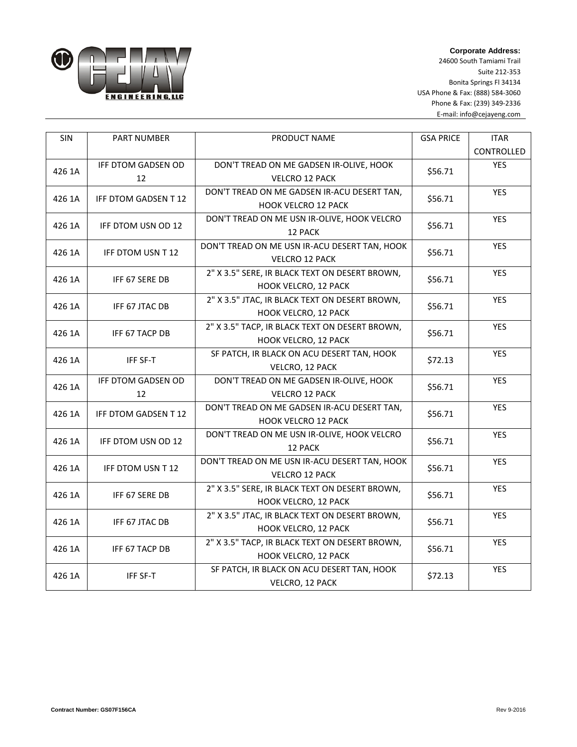**Corporate Address:**
24600 South Tamiami Trail
Suite 212-353
Bonita Springs Fl 34134
USA Phone & Fax: (888) 584-3060
Phone & Fax: (239) 349-2336
E-mail: info@cejayeng.com

| SIN | PART NUMBER | PRODUCT NAME | GSA PRICE | ITAR CONTROLLED |
|---|---|---|---|---|
| 426 1A | IFF DTOM GADSEN OD 12 | DON'T TREAD ON ME GADSEN IR-OLIVE, HOOK VELCRO 12 PACK | $56.71 | YES |
| 426 1A | IFF DTOM GADSEN T 12 | DON'T TREAD ON ME GADSEN IR-ACU DESERT TAN, HOOK VELCRO 12 PACK | $56.71 | YES |
| 426 1A | IFF DTOM USN OD 12 | DON'T TREAD ON ME USN IR-OLIVE, HOOK VELCRO 12 PACK | $56.71 | YES |
| 426 1A | IFF DTOM USN T 12 | DON'T TREAD ON ME USN IR-ACU DESERT TAN, HOOK VELCRO 12 PACK | $56.71 | YES |
| 426 1A | IFF 67 SERE DB | 2" X 3.5" SERE, IR BLACK TEXT ON DESERT BROWN, HOOK VELCRO, 12 PACK | $56.71 | YES |
| 426 1A | IFF 67 JTAC DB | 2" X 3.5" JTAC, IR BLACK TEXT ON DESERT BROWN, HOOK VELCRO, 12 PACK | $56.71 | YES |
| 426 1A | IFF 67 TACP DB | 2" X 3.5" TACP, IR BLACK TEXT ON DESERT BROWN, HOOK VELCRO, 12 PACK | $56.71 | YES |
| 426 1A | IFF SF-T | SF PATCH, IR BLACK ON ACU DESERT TAN, HOOK VELCRO, 12 PACK | $72.13 | YES |
| 426 1A | IFF DTOM GADSEN OD 12 | DON'T TREAD ON ME GADSEN IR-OLIVE, HOOK VELCRO 12 PACK | $56.71 | YES |
| 426 1A | IFF DTOM GADSEN T 12 | DON'T TREAD ON ME GADSEN IR-ACU DESERT TAN, HOOK VELCRO 12 PACK | $56.71 | YES |
| 426 1A | IFF DTOM USN OD 12 | DON'T TREAD ON ME USN IR-OLIVE, HOOK VELCRO 12 PACK | $56.71 | YES |
| 426 1A | IFF DTOM USN T 12 | DON'T TREAD ON ME USN IR-ACU DESERT TAN, HOOK VELCRO 12 PACK | $56.71 | YES |
| 426 1A | IFF 67 SERE DB | 2" X 3.5" SERE, IR BLACK TEXT ON DESERT BROWN, HOOK VELCRO, 12 PACK | $56.71 | YES |
| 426 1A | IFF 67 JTAC DB | 2" X 3.5" JTAC, IR BLACK TEXT ON DESERT BROWN, HOOK VELCRO, 12 PACK | $56.71 | YES |
| 426 1A | IFF 67 TACP DB | 2" X 3.5" TACP, IR BLACK TEXT ON DESERT BROWN, HOOK VELCRO, 12 PACK | $56.71 | YES |
| 426 1A | IFF SF-T | SF PATCH, IR BLACK ON ACU DESERT TAN, HOOK VELCRO, 12 PACK | $72.13 | YES |